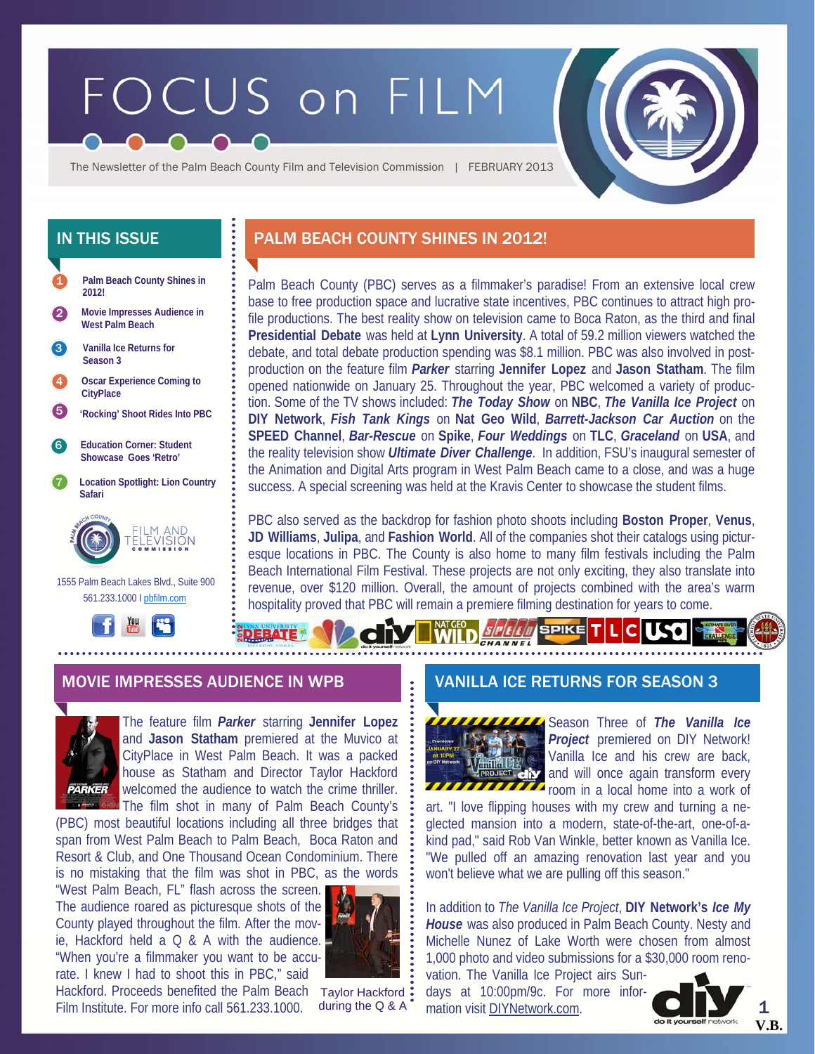# FOCUS on FILM

The Newsletter of the Palm Beach County Film and Television Commission | FEBRUARY 2013

## IN THIS ISSUE

1. Palm Beach County Shines in 2012!
2. Movie Impresses Audience in West Palm Beach
3. Vanilla Ice Returns for Season 3
4. Oscar Experience Coming to CityPlace
5. 'Rocking' Shoot Rides Into PBC
6. Education Corner: Student Showcase Goes 'Retro'
7. Location Spotlight: Lion Country Safari

Palm Beach County Film and Television Commission

1555 Palm Beach Lakes Blvd., Suite 900
561.233.1000 | pbfilm.com

## PALM BEACH COUNTY SHINES IN 2012!

Palm Beach County (PBC) serves as a filmmaker's paradise! From an extensive local crew base to free production space and lucrative state incentives, PBC continues to attract high profile productions. The best reality show on television came to Boca Raton, as the third and final **Presidential Debate** was held at **Lynn University**. A total of 59.2 million viewers watched the debate, and total debate production spending was $8.1 million. PBC was also involved in post-production on the feature film ***Parker*** starring **Jennifer Lopez** and **Jason Statham**. The film opened nationwide on January 25. Throughout the year, PBC welcomed a variety of production. Some of the TV shows included: ***The Today Show*** on **NBC**, ***The Vanilla Ice Project*** on **DIY Network**, ***Fish Tank Kings*** on **Nat Geo Wild**, ***Barrett-Jackson Car Auction*** on the **SPEED Channel**, ***Bar-Rescue*** on **Spike**, ***Four Weddings*** on **TLC**, ***Graceland*** on **USA**, and the reality television show ***Ultimate Diver Challenge***. In addition, FSU's inaugural semester of the Animation and Digital Arts program in West Palm Beach came to a close, and was a huge success. A special screening was held at the Kravis Center to showcase the student films.

PBC also served as the backdrop for fashion photo shoots including **Boston Proper**, **Venus**, **JD Williams**, **Julipa**, and **Fashion World**. All of the companies shot their catalogs using picturesque locations in PBC. The County is also home to many film festivals including the Palm Beach International Film Festival. These projects are not only exciting, they also translate into revenue, over $120 million. Overall, the amount of projects combined with the area's warm hospitality proved that PBC will remain a premiere filming destination for years to come.

## MOVIE IMPRESSES AUDIENCE IN WPB

The feature film ***Parker*** starring **Jennifer Lopez** and **Jason Statham** premiered at the Muvico at CityPlace in West Palm Beach. It was a packed house as Statham and Director Taylor Hackford welcomed the audience to watch the crime thriller. The film shot in many of Palm Beach County's (PBC) most beautiful locations including all three bridges that span from West Palm Beach to Palm Beach, Boca Raton and Resort & Club, and One Thousand Ocean Condominium. There is no mistaking that the film was shot in PBC, as the words "West Palm Beach, FL" flash across the screen. The audience roared as picturesque shots of the County played throughout the film. After the movie, Hackford held a Q & A with the audience. "When you're a filmmaker you want to be accurate. I knew I had to shoot this in PBC," said Hackford. Proceeds benefited the Palm Beach Film Institute. For more info call 561.233.1000.

Taylor Hackford during the Q & A

## VANILLA ICE RETURNS FOR SEASON 3

Season Three of ***The Vanilla Ice Project*** premiered on DIY Network! Vanilla Ice and his crew are back, and will once again transform every room in a local home into a work of art. "I love flipping houses with my crew and turning a neglected mansion into a modern, state-of-the-art, one-of-a-kind pad," said Rob Van Winkle, better known as Vanilla Ice. "We pulled off an amazing renovation last year and you won't believe what we are pulling off this season."

In addition to *The Vanilla Ice Project*, **DIY Network's *Ice My House*** was also produced in Palm Beach County. Nesty and Michelle Nunez of Lake Worth were chosen from almost 1,000 photo and video submissions for a $30,000 room renovation. The Vanilla Ice Project airs Sundays at 10:00pm/9c. For more information visit DIYNetwork.com.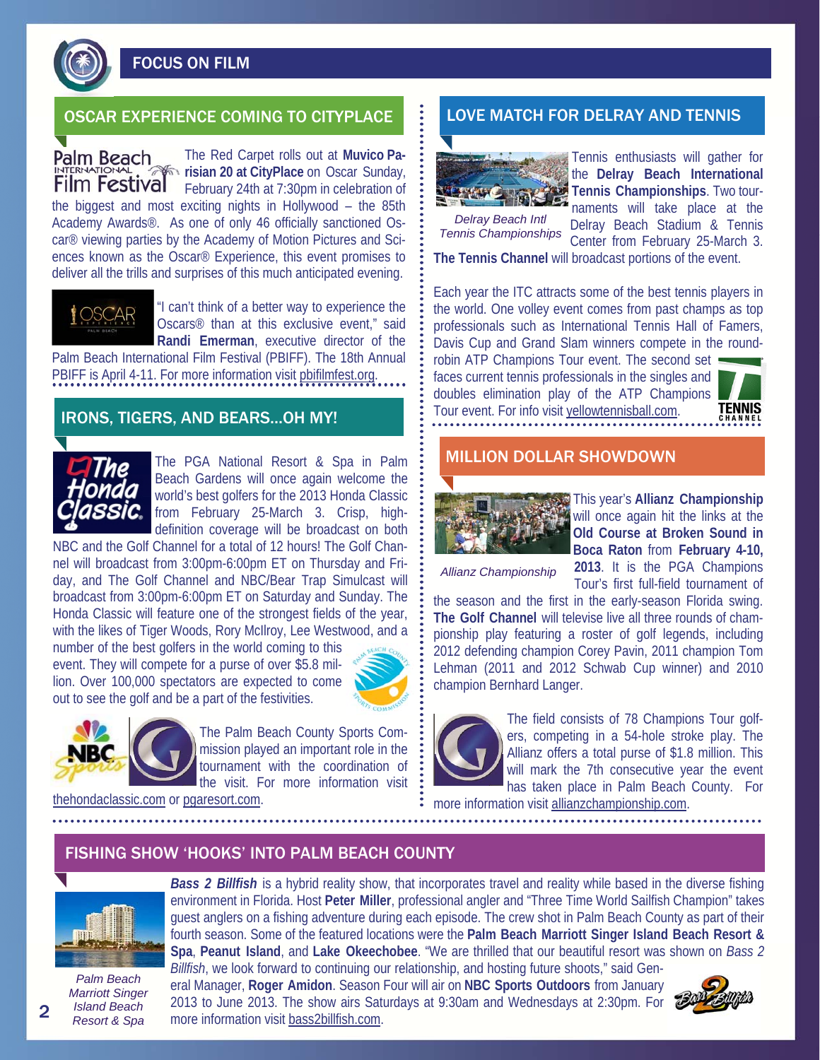# FOCUS ON FILM

## OSCAR EXPERIENCE COMING TO CITYPLACE

The Red Carpet rolls out at **Muvico Parisian 20 at CityPlace** on Oscar Sunday, February 24th at 7:30pm in celebration of the biggest and most exciting nights in Hollywood – the 85th Academy Awards®. As one of only 46 officially sanctioned Oscar® viewing parties by the Academy of Motion Pictures and Sciences known as the Oscar® Experience, this event promises to deliver all the trills and surprises of this much anticipated evening.

"I can't think of a better way to experience the Oscars® than at this exclusive event," said **Randi Emerman**, executive director of the Palm Beach International Film Festival (PBIFF). The 18th Annual PBIFF is April 4-11. For more information visit pbifilmfest.org.

## IRONS, TIGERS, AND BEARS...OH MY!

The PGA National Resort & Spa in Palm Beach Gardens will once again welcome the world's best golfers for the 2013 Honda Classic from February 25-March 3. Crisp, high-definition coverage will be broadcast on both NBC and the Golf Channel for a total of 12 hours! The Golf Channel will broadcast from 3:00pm-6:00pm ET on Thursday and Friday, and The Golf Channel and NBC/Bear Trap Simulcast will broadcast from 3:00pm-6:00pm ET on Saturday and Sunday. The Honda Classic will feature one of the strongest fields of the year, with the likes of Tiger Woods, Rory McIlroy, Lee Westwood, and a number of the best golfers in the world coming to this event. They will compete for a purse of over $5.8 million. Over 100,000 spectators are expected to come out to see the golf and be a part of the festivities.

The Palm Beach County Sports Commission played an important role in the tournament with the coordination of the visit. For more information visit thehondaclassic.com or pgaresort.com.

## LOVE MATCH FOR DELRAY AND TENNIS

Delray Beach Intl Tennis Championships

Tennis enthusiasts will gather for the **Delray Beach International Tennis Championships**. Two tournaments will take place at the Delray Beach Stadium & Tennis Center from February 25-March 3. **The Tennis Channel** will broadcast portions of the event.

Each year the ITC attracts some of the best tennis players in the world. One volley event comes from past champs as top professionals such as International Tennis Hall of Famers, Davis Cup and Grand Slam winners compete in the round-robin ATP Champions Tour event. The second set faces current tennis professionals in the singles and doubles elimination play of the ATP Champions Tour event. For info visit yellowtennisball.com.

## MILLION DOLLAR SHOWDOWN

Allianz Championship

This year's **Allianz Championship** will once again hit the links at the **Old Course at Broken Sound in Boca Raton** from **February 4-10, 2013**. It is the PGA Champions Tour's first full-field tournament of the season and the first in the early-season Florida swing. **The Golf Channel** will televise live all three rounds of championship play featuring a roster of golf legends, including 2012 defending champion Corey Pavin, 2011 champion Tom Lehman (2011 and 2012 Schwab Cup winner) and 2010 champion Bernhard Langer.

The field consists of 78 Champions Tour golfers, competing in a 54-hole stroke play. The Allianz offers a total purse of $1.8 million. This will mark the 7th consecutive year the event has taken place in Palm Beach County. For more information visit allianzchampionship.com.

## FISHING SHOW 'HOOKS' INTO PALM BEACH COUNTY

***Bass 2 Billfish*** is a hybrid reality show, that incorporates travel and reality while based in the diverse fishing environment in Florida. Host **Peter Miller**, professional angler and "Three Time World Sailfish Champion" takes guest anglers on a fishing adventure during each episode. The crew shot in Palm Beach County as part of their fourth season. Some of the featured locations were the **Palm Beach Marriott Singer Island Beach Resort & Spa**, **Peanut Island**, and **Lake Okeechobee**. "We are thrilled that our beautiful resort was shown on *Bass 2 Billfish*, we look forward to continuing our relationship, and hosting future shoots," said General Manager, **Roger Amidon**. Season Four will air on **NBC Sports Outdoors** from January 2013 to June 2013. The show airs Saturdays at 9:30am and Wednesdays at 2:30pm. For more information visit bass2billfish.com.

Palm Beach Marriott Singer Island Beach Resort & Spa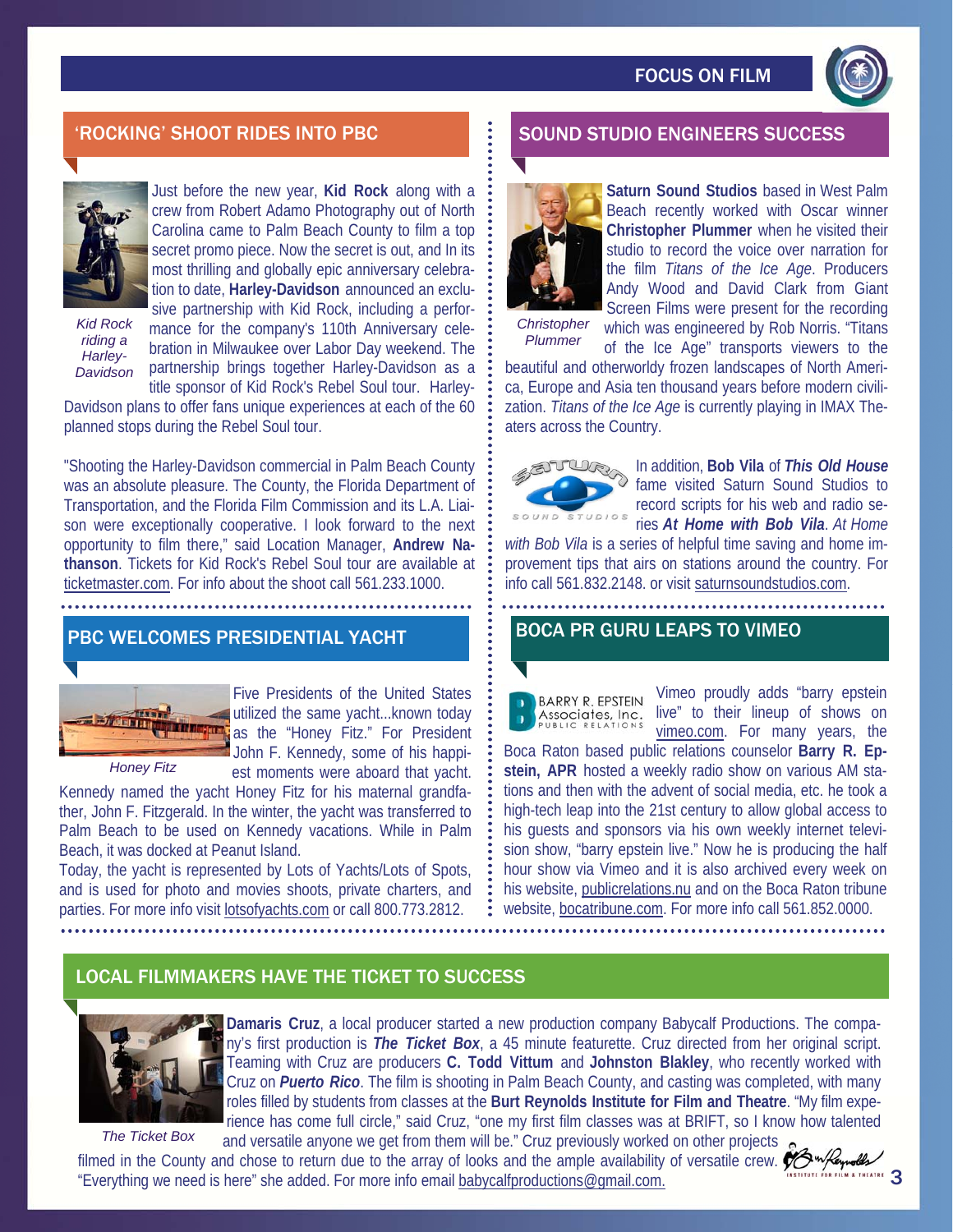## 'ROCKING' SHOOT RIDES INTO PBC

Kid Rock riding a Harley-Davidson

Just before the new year, **Kid Rock** along with a crew from Robert Adamo Photography out of North Carolina came to Palm Beach County to film a top secret promo piece. Now the secret is out, and In its most thrilling and globally epic anniversary celebration to date, **Harley-Davidson** announced an exclusive partnership with Kid Rock, including a performance for the company's 110th Anniversary celebration in Milwaukee over Labor Day weekend. The partnership brings together Harley-Davidson as a title sponsor of Kid Rock's Rebel Soul tour. Harley-Davidson plans to offer fans unique experiences at each of the 60 planned stops during the Rebel Soul tour.

"Shooting the Harley-Davidson commercial in Palm Beach County was an absolute pleasure. The County, the Florida Department of Transportation, and the Florida Film Commission and its L.A. Liaison were exceptionally cooperative. I look forward to the next opportunity to film there," said Location Manager, **Andrew Nathanson**. Tickets for Kid Rock's Rebel Soul tour are available at ticketmaster.com. For info about the shoot call 561.233.1000.

## SOUND STUDIO ENGINEERS SUCCESS

Christopher Plummer

**Saturn Sound Studios** based in West Palm Beach recently worked with Oscar winner **Christopher Plummer** when he visited their studio to record the voice over narration for the film *Titans of the Ice Age*. Producers Andy Wood and David Clark from Giant Screen Films were present for the recording which was engineered by Rob Norris. "Titans of the Ice Age" transports viewers to the beautiful and otherworldly frozen landscapes of North America, Europe and Asia ten thousand years before modern civilization. *Titans of the Ice Age* is currently playing in IMAX Theaters across the Country.

In addition, **Bob Vila** of ***This Old House*** fame visited Saturn Sound Studios to record scripts for his web and radio series ***At Home with Bob Vila***. *At Home with Bob Vila* is a series of helpful time saving and home improvement tips that airs on stations around the country. For info call 561.832.2148. or visit saturnsoundstudios.com.

## PBC WELCOMES PRESIDENTIAL YACHT

Honey Fitz

Five Presidents of the United States utilized the same yacht...known today as the "Honey Fitz." For President John F. Kennedy, some of his happiest moments were aboard that yacht. Kennedy named the yacht Honey Fitz for his maternal grandfather, John F. Fitzgerald. In the winter, the yacht was transferred to Palm Beach to be used on Kennedy vacations. While in Palm Beach, it was docked at Peanut Island.

Today, the yacht is represented by Lots of Yachts/Lots of Spots, and is used for photo and movies shoots, private charters, and parties. For more info visit lotsofyachts.com or call 800.773.2812.

## BOCA PR GURU LEAPS TO VIMEO

Vimeo proudly adds "barry epstein live" to their lineup of shows on vimeo.com. For many years, the Boca Raton based public relations counselor **Barry R. Epstein, APR** hosted a weekly radio show on various AM stations and then with the advent of social media, etc. he took a high-tech leap into the 21st century to allow global access to his guests and sponsors via his own weekly internet television show, "barry epstein live." Now he is producing the half hour show via Vimeo and it is also archived every week on his website, publicrelations.nu and on the Boca Raton tribune website, bocatribune.com. For more info call 561.852.0000.

## LOCAL FILMMAKERS HAVE THE TICKET TO SUCCESS

The Ticket Box

**Damaris Cruz**, a local producer started a new production company Babycalf Productions. The company's first production is ***The Ticket Box***, a 45 minute featurette. Cruz directed from her original script. Teaming with Cruz are producers **C. Todd Vittum** and **Johnston Blakley**, who recently worked with Cruz on ***Puerto Rico***. The film is shooting in Palm Beach County, and casting was completed, with many roles filled by students from classes at the **Burt Reynolds Institute for Film and Theatre**. "My film experience has come full circle," said Cruz, "one my first film classes was at BRIFT, so I know how talented and versatile anyone we get from them will be." Cruz previously worked on other projects filmed in the County and chose to return due to the array of looks and the ample availability of versatile crew. "Everything we need is here" she added. For more info email babycalfproductions@gmail.com.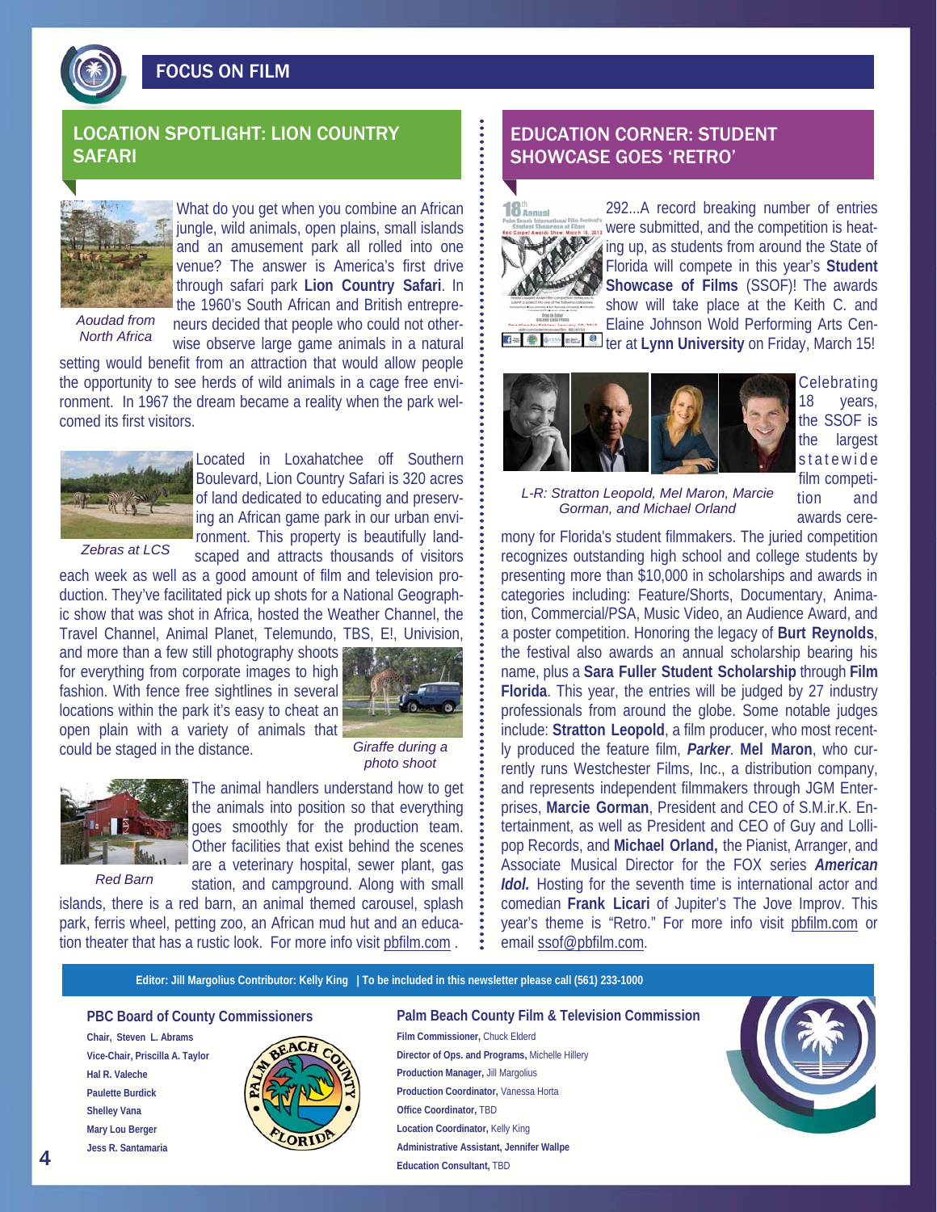# FOCUS ON FILM

## LOCATION SPOTLIGHT: LION COUNTRY SAFARI

*Aoudad from North Africa*

What do you get when you combine an African jungle, wild animals, open plains, small islands and an amusement park all rolled into one venue? The answer is America's first drive through safari park **Lion Country Safari**. In the 1960's South African and British entrepreneurs decided that people who could not otherwise observe large game animals in a natural setting would benefit from an attraction that would allow people the opportunity to see herds of wild animals in a cage free environment. In 1967 the dream became a reality when the park welcomed its first visitors.

*Zebras at LCS*

Located in Loxahatchee off Southern Boulevard, Lion Country Safari is 320 acres of land dedicated to educating and preserving an African game park in our urban environment. This property is beautifully landscaped and attracts thousands of visitors each week as well as a good amount of film and television production. They've facilitated pick up shots for a National Geographic show that was shot in Africa, hosted the Weather Channel, the Travel Channel, Animal Planet, Telemundo, TBS, E!, Univision, and more than a few still photography shoots for everything from corporate images to high fashion. With fence free sightlines in several locations within the park it's easy to cheat an open plain with a variety of animals that could be staged in the distance.

*Giraffe during a photo shoot*

*Red Barn*

The animal handlers understand how to get the animals into position so that everything goes smoothly for the production team. Other facilities that exist behind the scenes are a veterinary hospital, sewer plant, gas station, and campground. Along with small islands, there is a red barn, an animal themed carousel, splash park, ferris wheel, petting zoo, an African mud hut and an education theater that has a rustic look. For more info visit pbfilm.com .

## EDUCATION CORNER: STUDENT SHOWCASE GOES 'RETRO'

292...A record breaking number of entries were submitted, and the competition is heating up, as students from around the State of Florida will compete in this year's **Student Showcase of Films** (SSOF)! The awards show will take place at the Keith C. and Elaine Johnson Wold Performing Arts Center at **Lynn University** on Friday, March 15!

*L-R: Stratton Leopold, Mel Maron, Marcie Gorman, and Michael Orland*

Celebrating 18 years, the SSOF is the largest statewide film competition and awards ceremony for Florida's student filmmakers. The juried competition recognizes outstanding high school and college students by presenting more than $10,000 in scholarships and awards in categories including: Feature/Shorts, Documentary, Animation, Commercial/PSA, Music Video, an Audience Award, and a poster competition. Honoring the legacy of **Burt Reynolds**, the festival also awards an annual scholarship bearing his name, plus a **Sara Fuller Student Scholarship** through **Film Florida**. This year, the entries will be judged by 27 industry professionals from around the globe. Some notable judges include: **Stratton Leopold**, a film producer, who most recently produced the feature film, ***Parker***. **Mel Maron**, who currently runs Westchester Films, Inc., a distribution company, and represents independent filmmakers through JGM Enterprises, **Marcie Gorman**, President and CEO of S.M.ir.K. Entertainment, as well as President and CEO of Guy and Lollipop Records, and **Michael Orland,** the Pianist, Arranger, and Associate Musical Director for the FOX series ***American Idol.*** Hosting for the seventh time is international actor and comedian **Frank Licari** of Jupiter's The Jove Improv. This year's theme is "Retro." For more info visit pbfilm.com or email ssof@pbfilm.com.

**Editor: Jill Margolius Contributor: Kelly King | To be included in this newsletter please call (561) 233-1000**

### PBC Board of County Commissioners

**Chair, Steven L. Abrams**
**Vice-Chair, Priscilla A. Taylor**
**Hal R. Valeche**
**Paulette Burdick**
**Shelley Vana**
**Mary Lou Berger**
**Jess R. Santamaria**

### Palm Beach County Film & Television Commission

**Film Commissioner,** Chuck Elderd
**Director of Ops. and Programs,** Michelle Hillery
**Production Manager,** Jill Margolius
**Production Coordinator,** Vanessa Horta
**Office Coordinator,** TBD
**Location Coordinator,** Kelly King
**Administrative Assistant,** Jennifer Wallpe
**Education Consultant,** TBD